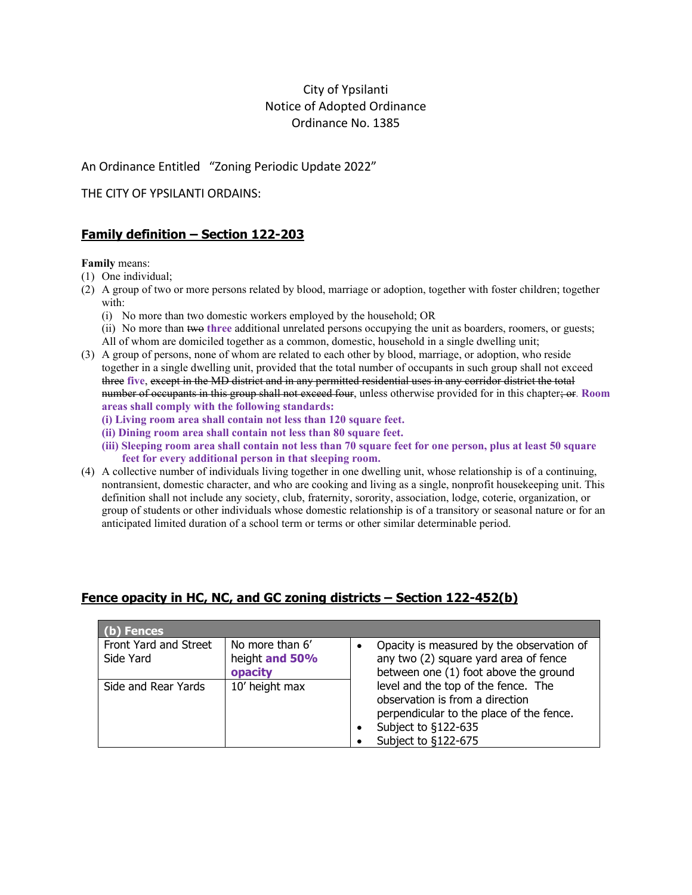City of Ypsilanti
Notice of Adopted Ordinance
Ordinance No. 1385

An Ordinance Entitled "Zoning Periodic Update 2022"

THE CITY OF YPSILANTI ORDAINS:

## Family definition – Section 122-203

**Family** means:

(1) One individual;

(2) A group of two or more persons related by blood, marriage or adoption, together with foster children; together with:
   (i) No more than two domestic workers employed by the household; OR
   (ii) No more than ~~two~~ **three** additional unrelated persons occupying the unit as boarders, roomers, or guests;
   All of whom are domiciled together as a common, domestic, household in a single dwelling unit;

(3) A group of persons, none of whom are related to each other by blood, marriage, or adoption, who reside together in a single dwelling unit, provided that the total number of occupants in such group shall not exceed ~~three~~ **five**, ~~except in the MD district and in any permitted residential uses in any corridor district the total number of occupants in this group shall not exceed four~~, unless otherwise provided for in this chapter~~; or~~. **Room areas shall comply with the following standards:**
   **(i) Living room area shall contain not less than 120 square feet.**
   **(ii) Dining room area shall contain not less than 80 square feet.**
   **(iii) Sleeping room area shall contain not less than 70 square feet for one person, plus at least 50 square feet for every additional person in that sleeping room.**

(4) A collective number of individuals living together in one dwelling unit, whose relationship is of a continuing, nontransient, domestic character, and who are cooking and living as a single, nonprofit housekeeping unit. This definition shall not include any society, club, fraternity, sorority, association, lodge, coterie, organization, or group of students or other individuals whose domestic relationship is of a transitory or seasonal nature or for an anticipated limited duration of a school term or terms or other similar determinable period.

## Fence opacity in HC, NC, and GC zoning districts – Section 122-452(b)

| (b) Fences | | |
|---|---|---|
| Front Yard and Street Side Yard | No more than 6' height **and 50% opacity** | • Opacity is measured by the observation of any two (2) square yard area of fence between one (1) foot above the ground level and the top of the fence. The observation is from a direction perpendicular to the place of the fence.<br>• Subject to §122-635<br>• Subject to §122-675 |
| Side and Rear Yards | 10' height max | |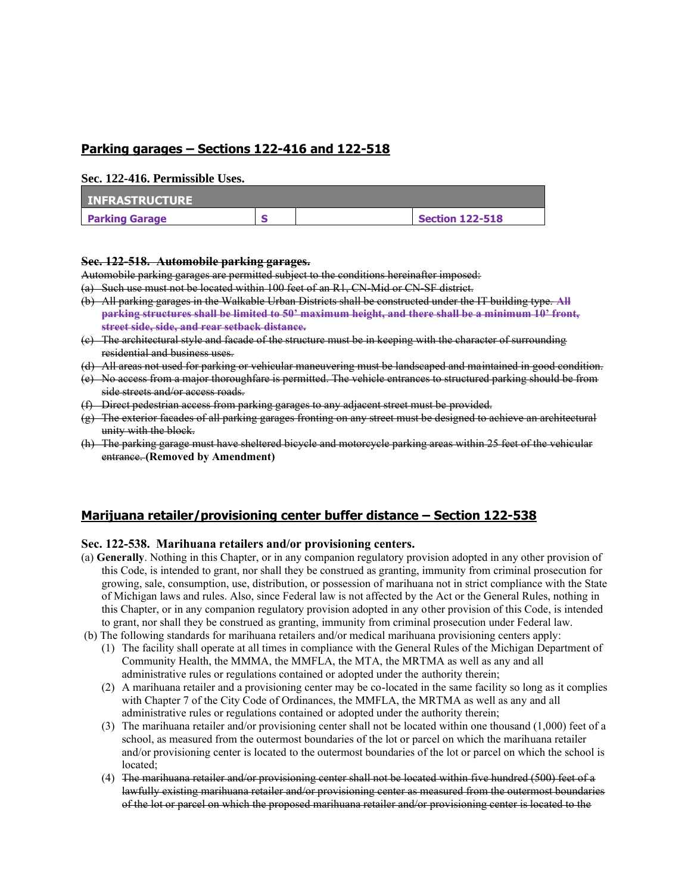## Parking garages – Sections 122-416 and 122-518

**Sec. 122-416. Permissible Uses.**

| INFRASTRUCTURE | | | |
|---|---|---|---|
| **Parking Garage** | **S** | | **Section 122-518** |

~~**Sec. 122-518. Automobile parking garages.**~~

~~Automobile parking garages are permitted subject to the conditions hereinafter imposed:~~

~~(a) Such use must not be located within 100 feet of an R1, CN-Mid or CN-SF district.~~

~~(b) All parking garages in the Walkable Urban Districts shall be constructed under the IT building type.~~ ~~**All parking structures shall be limited to 50' maximum height, and there shall be a minimum 10' front, street side, side, and rear setback distance.**~~

~~(c) The architectural style and facade of the structure must be in keeping with the character of surrounding residential and business uses.~~

~~(d) All areas not used for parking or vehicular maneuvering must be landscaped and maintained in good condition.~~

~~(e) No access from a major thoroughfare is permitted. The vehicle entrances to structured parking should be from side streets and/or access roads.~~

~~(f) Direct pedestrian access from parking garages to any adjacent street must be provided.~~

~~(g) The exterior facades of all parking garages fronting on any street must be designed to achieve an architectural unity with the block.~~

~~(h) The parking garage must have sheltered bicycle and motorcycle parking areas within 25 feet of the vehicular entrance.~~ **(Removed by Amendment)**

## Marijuana retailer/provisioning center buffer distance – Section 122-538

**Sec. 122-538. Marihuana retailers and/or provisioning centers.**

(a) **Generally**. Nothing in this Chapter, or in any companion regulatory provision adopted in any other provision of this Code, is intended to grant, nor shall they be construed as granting, immunity from criminal prosecution for growing, sale, consumption, use, distribution, or possession of marihuana not in strict compliance with the State of Michigan laws and rules. Also, since Federal law is not affected by the Act or the General Rules, nothing in this Chapter, or in any companion regulatory provision adopted in any other provision of this Code, is intended to grant, nor shall they be construed as granting, immunity from criminal prosecution under Federal law.

(b) The following standards for marihuana retailers and/or medical marihuana provisioning centers apply:

1. The facility shall operate at all times in compliance with the General Rules of the Michigan Department of Community Health, the MMMA, the MMFLA, the MTA, the MRTMA as well as any and all administrative rules or regulations contained or adopted under the authority therein;
2. A marihuana retailer and a provisioning center may be co-located in the same facility so long as it complies with Chapter 7 of the City Code of Ordinances, the MMFLA, the MRTMA as well as any and all administrative rules or regulations contained or adopted under the authority therein;
3. The marihuana retailer and/or provisioning center shall not be located within one thousand (1,000) feet of a school, as measured from the outermost boundaries of the lot or parcel on which the marihuana retailer and/or provisioning center is located to the outermost boundaries of the lot or parcel on which the school is located;
4. ~~The marihuana retailer and/or provisioning center shall not be located within five hundred (500) feet of a lawfully existing marihuana retailer and/or provisioning center as measured from the outermost boundaries of the lot or parcel on which the proposed marihuana retailer and/or provisioning center is located to the~~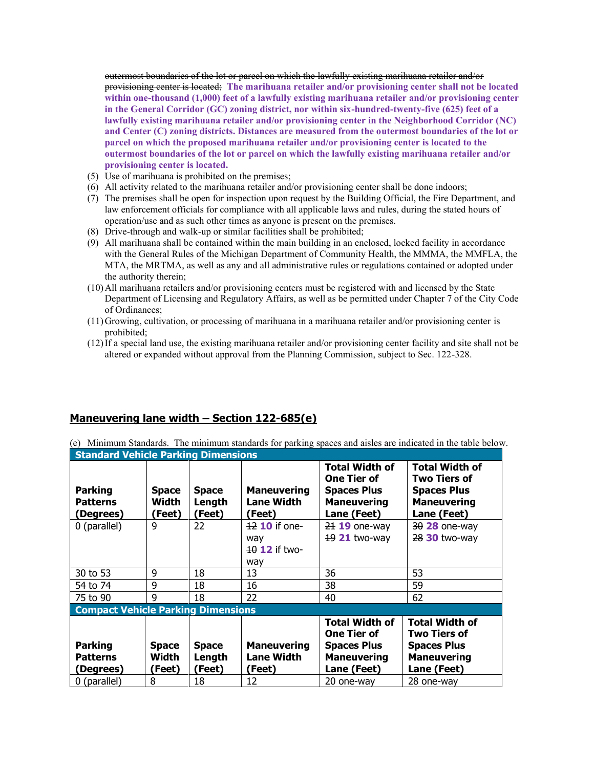~~outermost boundaries of the lot or parcel on which the lawfully existing marihuana retailer and/or provisioning center is located;~~ **The marihuana retailer and/or provisioning center shall not be located within one-thousand (1,000) feet of a lawfully existing marihuana retailer and/or provisioning center in the General Corridor (GC) zoning district, nor within six-hundred-twenty-five (625) feet of a lawfully existing marihuana retailer and/or provisioning center in the Neighborhood Corridor (NC) and Center (C) zoning districts. Distances are measured from the outermost boundaries of the lot or parcel on which the proposed marihuana retailer and/or provisioning center is located to the outermost boundaries of the lot or parcel on which the lawfully existing marihuana retailer and/or provisioning center is located.**

(5) Use of marihuana is prohibited on the premises;

(6) All activity related to the marihuana retailer and/or provisioning center shall be done indoors;

(7) The premises shall be open for inspection upon request by the Building Official, the Fire Department, and law enforcement officials for compliance with all applicable laws and rules, during the stated hours of operation/use and as such other times as anyone is present on the premises.

(8) Drive-through and walk-up or similar facilities shall be prohibited;

(9) All marihuana shall be contained within the main building in an enclosed, locked facility in accordance with the General Rules of the Michigan Department of Community Health, the MMMA, the MMFLA, the MTA, the MRTMA, as well as any and all administrative rules or regulations contained or adopted under the authority therein;

(10) All marihuana retailers and/or provisioning centers must be registered with and licensed by the State Department of Licensing and Regulatory Affairs, as well as be permitted under Chapter 7 of the City Code of Ordinances;

(11) Growing, cultivation, or processing of marihuana in a marihuana retailer and/or provisioning center is prohibited;

(12) If a special land use, the existing marihuana retailer and/or provisioning center facility and site shall not be altered or expanded without approval from the Planning Commission, subject to Sec. 122-328.

## Maneuvering lane width – Section 122-685(e)

(e) Minimum Standards. The minimum standards for parking spaces and aisles are indicated in the table below.

| Standard Vehicle Parking Dimensions | | | | | |
|---|---|---|---|---|---|
| **Parking Patterns (Degrees)** | **Space Width (Feet)** | **Space Length (Feet)** | **Maneuvering Lane Width (Feet)** | **Total Width of One Tier of Spaces Plus Maneuvering Lane (Feet)** | **Total Width of Two Tiers of Spaces Plus Maneuvering Lane (Feet)** |
| 0 (parallel) | 9 | 22 | ~~12~~ **10** if one-way<br>~~10~~ **12** if two-way | ~~21~~ **19** one-way<br>~~19~~ **21** two-way | ~~30~~ **28** one-way<br>~~28~~ **30** two-way |
| 30 to 53 | 9 | 18 | 13 | 36 | 53 |
| 54 to 74 | 9 | 18 | 16 | 38 | 59 |
| 75 to 90 | 9 | 18 | 22 | 40 | 62 |
| **Compact Vehicle Parking Dimensions** | | | | | |
| **Parking Patterns (Degrees)** | **Space Width (Feet)** | **Space Length (Feet)** | **Maneuvering Lane Width (Feet)** | **Total Width of One Tier of Spaces Plus Maneuvering Lane (Feet)** | **Total Width of Two Tiers of Spaces Plus Maneuvering Lane (Feet)** |
| 0 (parallel) | 8 | 18 | 12 | 20 one-way | 28 one-way |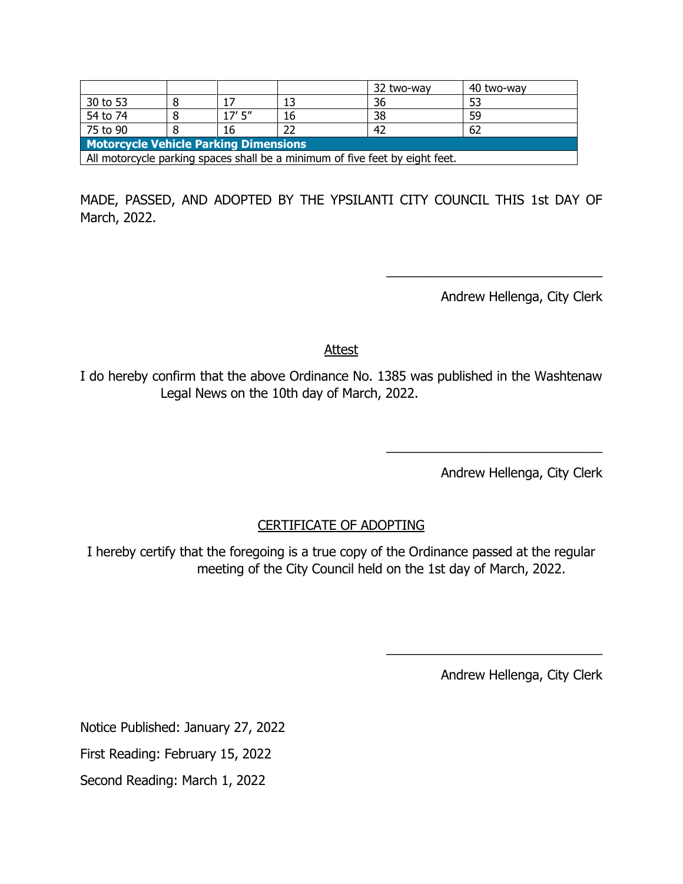|  |  |  |  | 32 two-way | 40 two-way |
|---|---|---|---|---|---|
| 30 to 53 | 8 | 17 | 13 | 36 | 53 |
| 54 to 74 | 8 | 17′ 5″ | 16 | 38 | 59 |
| 75 to 90 | 8 | 16 | 22 | 42 | 62 |
| **Motorcycle Vehicle Parking Dimensions** |  |  |  |  |  |
| All motorcycle parking spaces shall be a minimum of five feet by eight feet. |  |  |  |  |  |

MADE, PASSED, AND ADOPTED BY THE YPSILANTI CITY COUNCIL THIS 1st DAY OF March, 2022.

\_\_\_\_\_\_\_\_\_\_\_\_\_\_\_\_\_\_\_\_\_\_\_\_\_\_\_\_\_\_

Andrew Hellenga, City Clerk

<u>Attest</u>

I do hereby confirm that the above Ordinance No. 1385 was published in the Washtenaw Legal News on the 10th day of March, 2022.

\_\_\_\_\_\_\_\_\_\_\_\_\_\_\_\_\_\_\_\_\_\_\_\_\_\_\_\_\_\_

Andrew Hellenga, City Clerk

<u>CERTIFICATE OF ADOPTING</u>

I hereby certify that the foregoing is a true copy of the Ordinance passed at the regular meeting of the City Council held on the 1st day of March, 2022.

\_\_\_\_\_\_\_\_\_\_\_\_\_\_\_\_\_\_\_\_\_\_\_\_\_\_\_\_\_\_

Andrew Hellenga, City Clerk

Notice Published: January 27, 2022

First Reading: February 15, 2022

Second Reading: March 1, 2022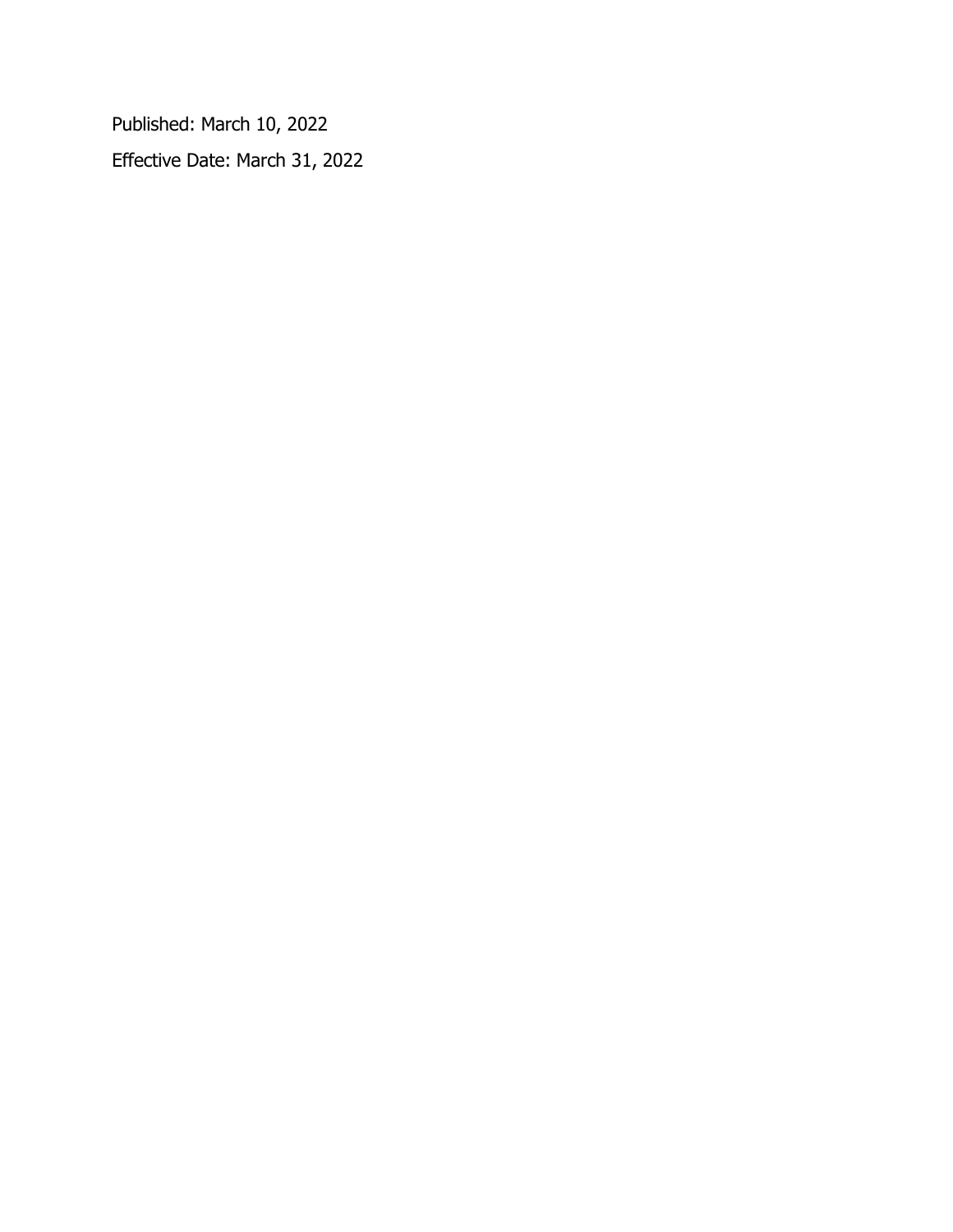Published: March 10, 2022

Effective Date: March 31, 2022